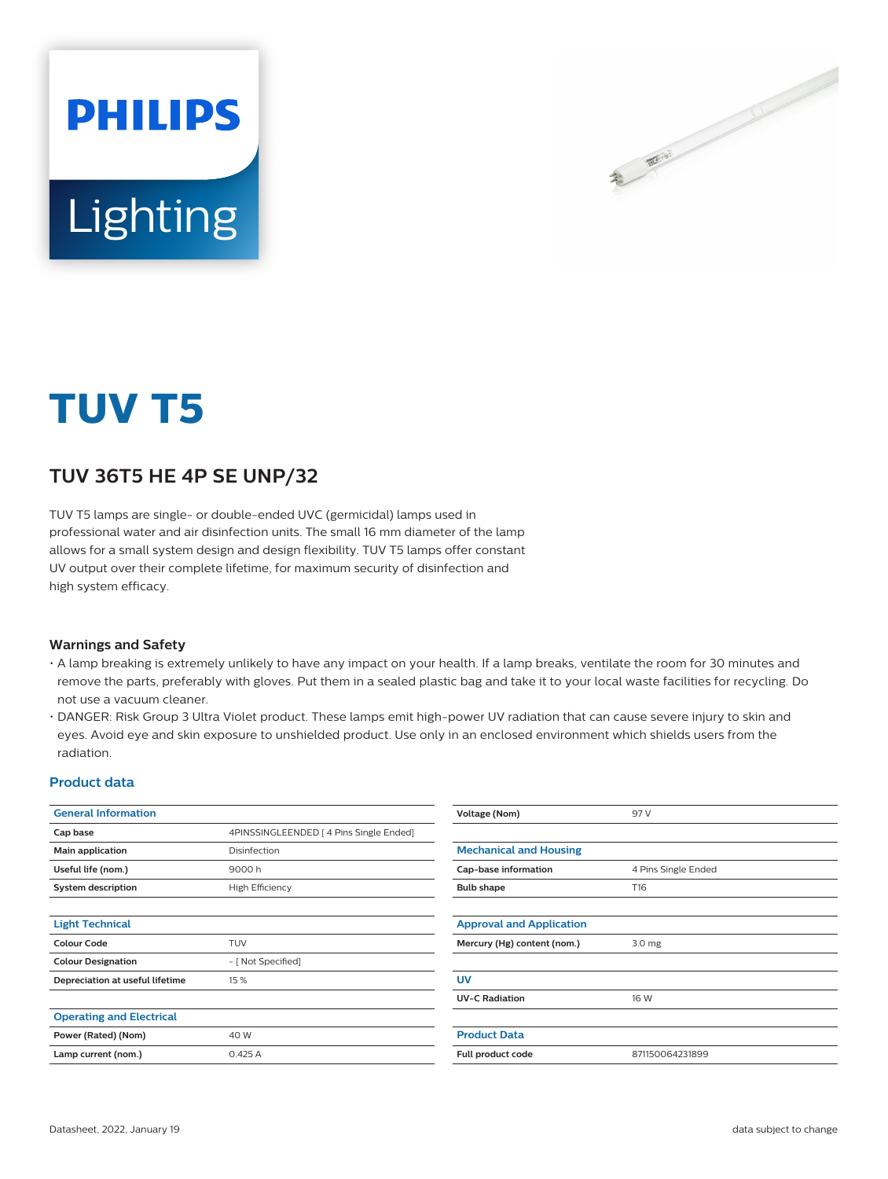# TUV T5

## TUV 36T5 HE 4P SE UNP/32

TUV T5 lamps are single- or double-ended UVC (germicidal) lamps used in professional water and air disinfection units. The small 16 mm diameter of the lamp allows for a small system design and design flexibility. TUV T5 lamps offer constant UV output over their complete lifetime, for maximum security of disinfection and high system efficacy.

### Warnings and Safety

- A lamp breaking is extremely unlikely to have any impact on your health. If a lamp breaks, ventilate the room for 30 minutes and remove the parts, preferably with gloves. Put them in a sealed plastic bag and take it to your local waste facilities for recycling. Do not use a vacuum cleaner.
- DANGER: Risk Group 3 Ultra Violet product. These lamps emit high-power UV radiation that can cause severe injury to skin and eyes. Avoid eye and skin exposure to unshielded product. Use only in an enclosed environment which shields users from the radiation.

### Product data

| General Information | |
|---|---|
| Cap base | 4PINSSINGLEENDED [ 4 Pins Single Ended] |
| Main application | Disinfection |
| Useful life (nom.) | 9000 h |
| System description | High Efficiency |

| Light Technical | |
|---|---|
| Colour Code | TUV |
| Colour Designation | - [ Not Specified] |
| Depreciation at useful lifetime | 15 % |

| Operating and Electrical | |
|---|---|
| Power (Rated) (Nom) | 40 W |
| Lamp current (nom.) | 0.425 A |
| Voltage (Nom) | 97 V |

| Mechanical and Housing | |
|---|---|
| Cap-base information | 4 Pins Single Ended |
| Bulb shape | T16 |

| Approval and Application | |
|---|---|
| Mercury (Hg) content (nom.) | 3.0 mg |

| UV | |
|---|---|
| UV-C Radiation | 16 W |

| Product Data | |
|---|---|
| Full product code | 871150064231899 |

Datasheet, 2022, January 19

data subject to change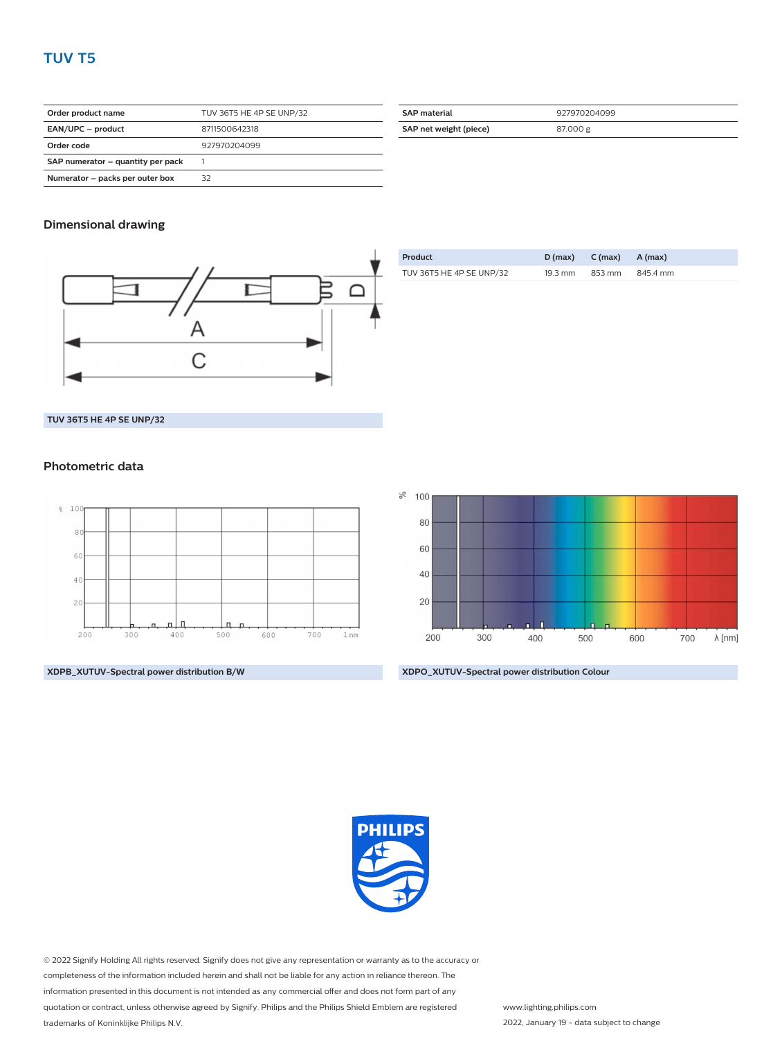# TUV T5

| | |
|---|---|
| Order product name | TUV 36T5 HE 4P SE UNP/32 |
| EAN/UPC – product | 8711500642318 |
| Order code | 927970204099 |
| SAP numerator – quantity per pack | 1 |
| Numerator – packs per outer box | 32 |

| | |
|---|---|
| SAP material | 927970204099 |
| SAP net weight (piece) | 87.000 g |

## Dimensional drawing

A
C
D

| Product | D (max) | C (max) | A (max) |
|---|---|---|---|
| TUV 36T5 HE 4P SE UNP/32 | 19.3 mm | 853 mm | 845.4 mm |

TUV 36T5 HE 4P SE UNP/32

## Photometric data

%
100
80
60
40
20
200
300
400
500
600
700
1 nm

XDPB_XUTUV-Spectral power distribution B/W

%
100
80
60
40
20
200
300
400
500
600
700
λ [nm]

XDPO_XUTUV-Spectral power distribution Colour

© 2022 Signify Holding All rights reserved. Signify does not give any representation or warranty as to the accuracy or completeness of the information included herein and shall not be liable for any action in reliance thereon. The information presented in this document is not intended as any commercial offer and does not form part of any quotation or contract, unless otherwise agreed by Signify. Philips and the Philips Shield Emblem are registered trademarks of Koninklijke Philips N.V.

www.lighting.philips.com
2022, January 19 - data subject to change